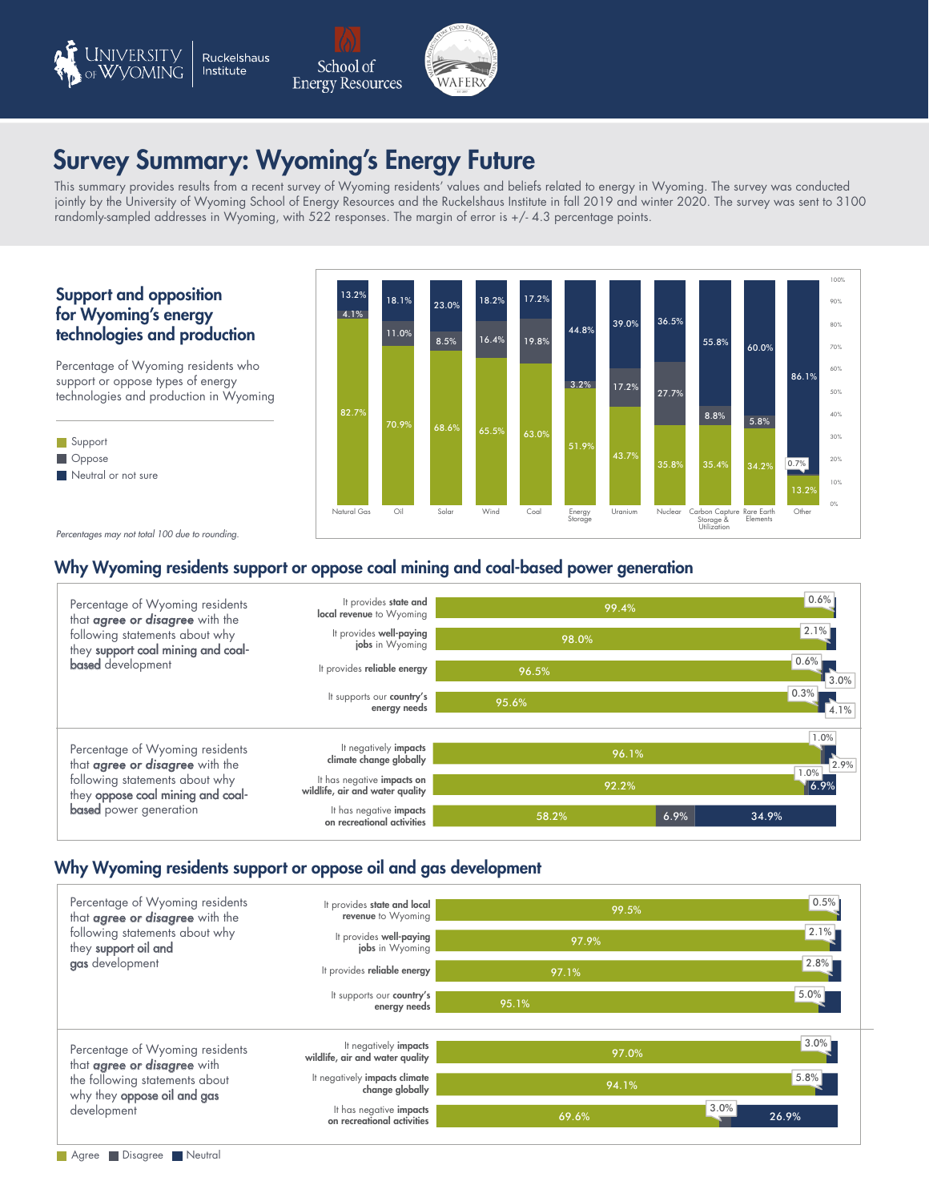# Survey Summary: Wyoming's Energy Future

This summary provides results from a recent survey of Wyoming residents' values and beliefs related to energy in Wyoming. The survey was conducted jointly by the University of Wyoming School of Energy Resources and the Ruckelshaus Institute in fall 2019 and winter 2020. The survey was sent to 3100 randomly-sampled addresses in Wyoming, with 522 responses. The margin of error is +/- 4.3 percentage points.

## Support and opposition for Wyoming's energy technologies and production

Percentage of Wyoming residents who support or oppose types of energy technologies and production in Wyoming

| Technology | Support | Oppose | Neutral or not sure |
|---|---|---|---|
| Natural Gas | 82.7% | 4.1% | 13.2% |
| Oil | 70.9% | 11.0% | 18.1% |
| Solar | 68.6% | 8.5% | 23.0% |
| Wind | 65.5% | 16.4% | 18.2% |
| Coal | 63.0% | 19.8% | 17.2% |
| Energy Storage | 51.9% | 3.2% | 44.8% |
| Uranium | 43.7% | 17.2% | 39.0% |
| Nuclear | 35.8% | 27.7% | 36.5% |
| Carbon Capture Storage & Utilization | 35.4% | 8.8% | 55.8% |
| Rare Earth Elements | 34.2% | 5.8% | 60.0% |
| Other | 13.2% | 0.7% | 86.1% |

*Percentages may not total 100 due to rounding.*

## Why Wyoming residents support or oppose coal mining and coal-based power generation

Percentage of Wyoming residents that ***agree or disagree*** with the following statements about why they **support coal mining and coal-based** development

| Statement | Agree | Disagree | Neutral |
|---|---|---|---|
| It provides **state and local revenue** to Wyoming | 99.4% | 0.6% | |
| It provides **well-paying jobs** in Wyoming | 98.0% | 2.1% | |
| It provides **reliable energy** | 96.5% | 0.6% | 3.0% |
| It supports our **country's energy needs** | 95.6% | 0.3% | 4.1% |

Percentage of Wyoming residents that ***agree or disagree*** with the following statements about why they **oppose coal mining and coal-based** power generation

| Statement | Agree | Disagree | Neutral |
|---|---|---|---|
| It negatively **impacts climate change globally** | 96.1% | 1.0% | 2.9% |
| It has negative **impacts on wildlife, air and water quality** | 92.2% | 1.0% | 6.9% |
| It has negative **impacts on recreational activities** | 58.2% | 6.9% | 34.9% |

## Why Wyoming residents support or oppose oil and gas development

Percentage of Wyoming residents that ***agree or disagree*** with the following statements about why they **support oil and gas** development

| Statement | Agree | Disagree | Neutral |
|---|---|---|---|
| It provides **state and local revenue** to Wyoming | 99.5% | 0.5% | |
| It provides **well-paying jobs** in Wyoming | 97.9% | 2.1% | |
| It provides **reliable energy** | 97.1% | 2.8% | |
| It supports our **country's energy needs** | 95.1% | | 5.0% |

Percentage of Wyoming residents that ***agree or disagree*** with the following statements about why they **oppose oil and gas** development

| Statement | Agree | Disagree | Neutral |
|---|---|---|---|
| It negatively **impacts wildlife, air and water quality** | 97.0% | 3.0% | |
| It negatively **impacts climate change globally** | 94.1% | | 5.8% |
| It has negative **impacts on recreational activities** | 69.6% | 3.0% | 26.9% |

Agree / Disagree / Neutral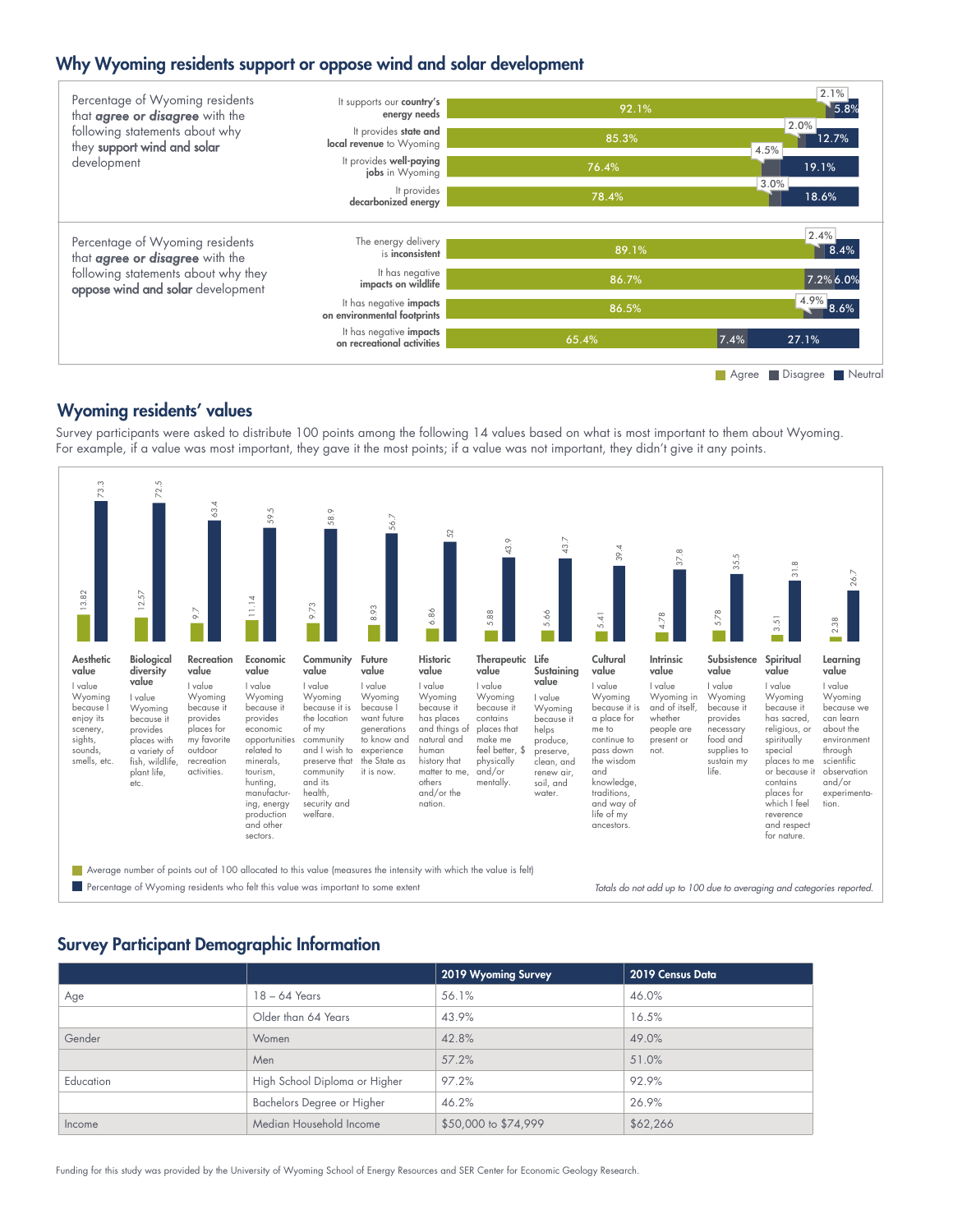## Why Wyoming residents support or oppose wind and solar development

Percentage of Wyoming residents that ***agree or disagree*** with the following statements about why they **support wind and solar** development

It supports our **country's energy needs**
92.1%
2.1%
5.8%

It provides **state and local revenue** to Wyoming
85.3%
2.0%
12.7%

It provides **well-paying jobs** in Wyoming
76.4%
4.5%
19.1%

It provides **decarbonized energy**
78.4%
3.0%
18.6%

Percentage of Wyoming residents that ***agree or disagree*** with the following statements about why they **oppose wind and solar** development

The energy delivery is **inconsistent**
89.1%
2.4%
8.4%

It has negative **impacts on wildlife**
86.7%
7.2%
6.0%

It has negative **impacts on environmental footprints**
86.5%
4.9%
8.6%

It has negative **impacts on recreational activities**
65.4%
7.4%
27.1%

Agree  Disagree  Neutral

## Wyoming residents' values

Survey participants were asked to distribute 100 points among the following 14 values based on what is most important to them about Wyoming. For example, if a value was most important, they gave it the most points; if a value was not important, they didn't give it any points.

13.82 73.3
12.57 72.5
9.7 63.4
11.14 59.5
9.73 58.9
8.93 56.7
6.86 52
5.88 43.9
5.66 43.7
5.41 39.4
4.78 37.8
5.78 35.5
3.51 31.8
2.38 26.7

**Aesthetic value** I value Wyoming because I enjoy its scenery, sights, sounds, smells, etc.

**Biological diversity value** I value Wyoming because it provides places with a variety of fish, wildlife, plant life, etc.

**Recreation value** I value Wyoming because it provides places for my favorite outdoor recreation activities.

**Economic value** I value Wyoming because it provides economic opportunities related to minerals, tourism, hunting, manufacturing, energy production and other sectors.

**Community value** I value Wyoming because it is the location of my community and I wish to preserve that community and its health, security and welfare.

**Future value** I value Wyoming because I want future generations to know and experience the State as it is now.

**Historic value** I value Wyoming because it has places and things of natural and human history that matter to me, others and/or the nation.

**Therapeutic value** I value Wyoming because it contains places that make me feel better, $ physically and/or mentally.

**Life Sustaining value** I value Wyoming because it helps produce, preserve, clean, and renew air, soil, and water.

**Cultural value** I value Wyoming because it is a place for me to continue to pass down the wisdom and knowledge, traditions, and way of life of my ancestors.

**Intrinsic value** I value Wyoming in and of itself, whether people are present or not.

**Subsistence value** I value Wyoming because it provides necessary food and supplies to sustain my life.

**Spiritual value** I value Wyoming because it has sacred, religious, or spiritually special places to me or because it contains places for which I feel reverence and respect for nature.

**Learning value** I value Wyoming because we can learn about the environment through scientific observation and/or experimentation.

Average number of points out of 100 allocated to this value (measures the intensity with which the value is felt)

Percentage of Wyoming residents who felt this value was important to some extent

*Totals do not add up to 100 due to averaging and categories reported.*

## Survey Participant Demographic Information

| | | 2019 Wyoming Survey | 2019 Census Data |
|---|---|---|---|
| Age | 18 – 64 Years | 56.1% | 46.0% |
| | Older than 64 Years | 43.9% | 16.5% |
| Gender | Women | 42.8% | 49.0% |
| | Men | 57.2% | 51.0% |
| Education | High School Diploma or Higher | 97.2% | 92.9% |
| | Bachelors Degree or Higher | 46.2% | 26.9% |
| Income | Median Household Income | $50,000 to $74,999 | $62,266 |

Funding for this study was provided by the University of Wyoming School of Energy Resources and SER Center for Economic Geology Research.